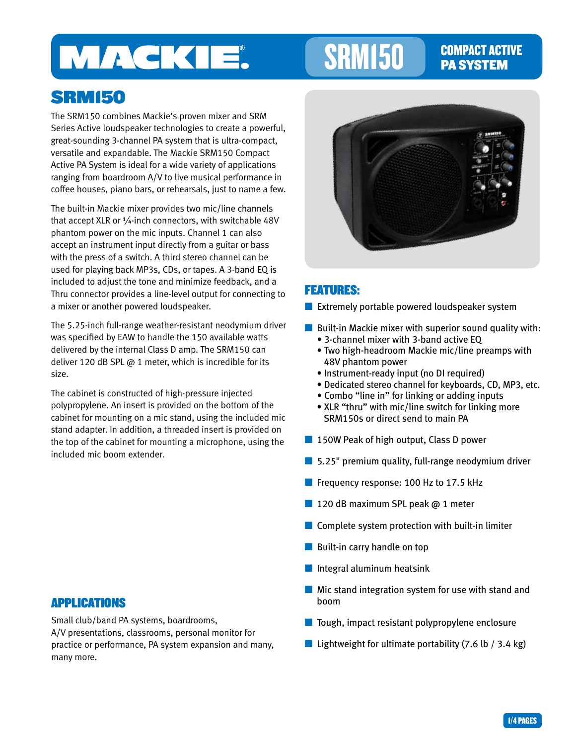# MACKIE. SRM150 COMPACT ACTIVE PA SYSTEM

## SRM150

The SRM150 combines Mackie's proven mixer and SRM Series Active loudspeaker technologies to create a powerful, great-sounding 3-channel PA system that is ultra-compact, versatile and expandable. The Mackie SRM150 Compact Active PA System is ideal for a wide variety of applications ranging from boardroom A/V to live musical performance in coffee houses, piano bars, or rehearsals, just to name a few.

The built-in Mackie mixer provides two mic/line channels that accept XLR or ¼-inch connectors, with switchable 48V phantom power on the mic inputs. Channel 1 can also accept an instrument input directly from a guitar or bass with the press of a switch. A third stereo channel can be used for playing back MP3s, CDs, or tapes. A 3-band EQ is included to adjust the tone and minimize feedback, and a Thru connector provides a line-level output for connecting to a mixer or another powered loudspeaker.

The 5.25-inch full-range weather-resistant neodymium driver was specified by EAW to handle the 150 available watts delivered by the internal Class D amp. The SRM150 can deliver 120 dB SPL @ 1 meter, which is incredible for its size.

The cabinet is constructed of high-pressure injected polypropylene. An insert is provided on the bottom of the cabinet for mounting on a mic stand, using the included mic stand adapter. In addition, a threaded insert is provided on the top of the cabinet for mounting a microphone, using the included mic boom extender.

## APPLICATIONS

Small club/band PA systems, boardrooms, A/V presentations, classrooms, personal monitor for practice or performance, PA system expansion and many, many more.

## FEATURES:

- Extremely portable powered loudspeaker system
- Built-in Mackie mixer with superior sound quality with:
  - 3-channel mixer with 3-band active EQ
  - Two high-headroom Mackie mic/line preamps with 48V phantom power
  - Instrument-ready input (no DI required)
  - Dedicated stereo channel for keyboards, CD, MP3, etc.
  - Combo "line in" for linking or adding inputs
  - XLR "thru" with mic/line switch for linking more SRM150s or direct send to main PA
- 150W Peak of high output, Class D power
- 5.25" premium quality, full-range neodymium driver
- Frequency response: 100 Hz to 17.5 kHz
- 120 dB maximum SPL peak @ 1 meter
- Complete system protection with built-in limiter
- Built-in carry handle on top
- Integral aluminum heatsink
- Mic stand integration system for use with stand and boom
- Tough, impact resistant polypropylene enclosure
- Lightweight for ultimate portability (7.6 lb / 3.4 kg)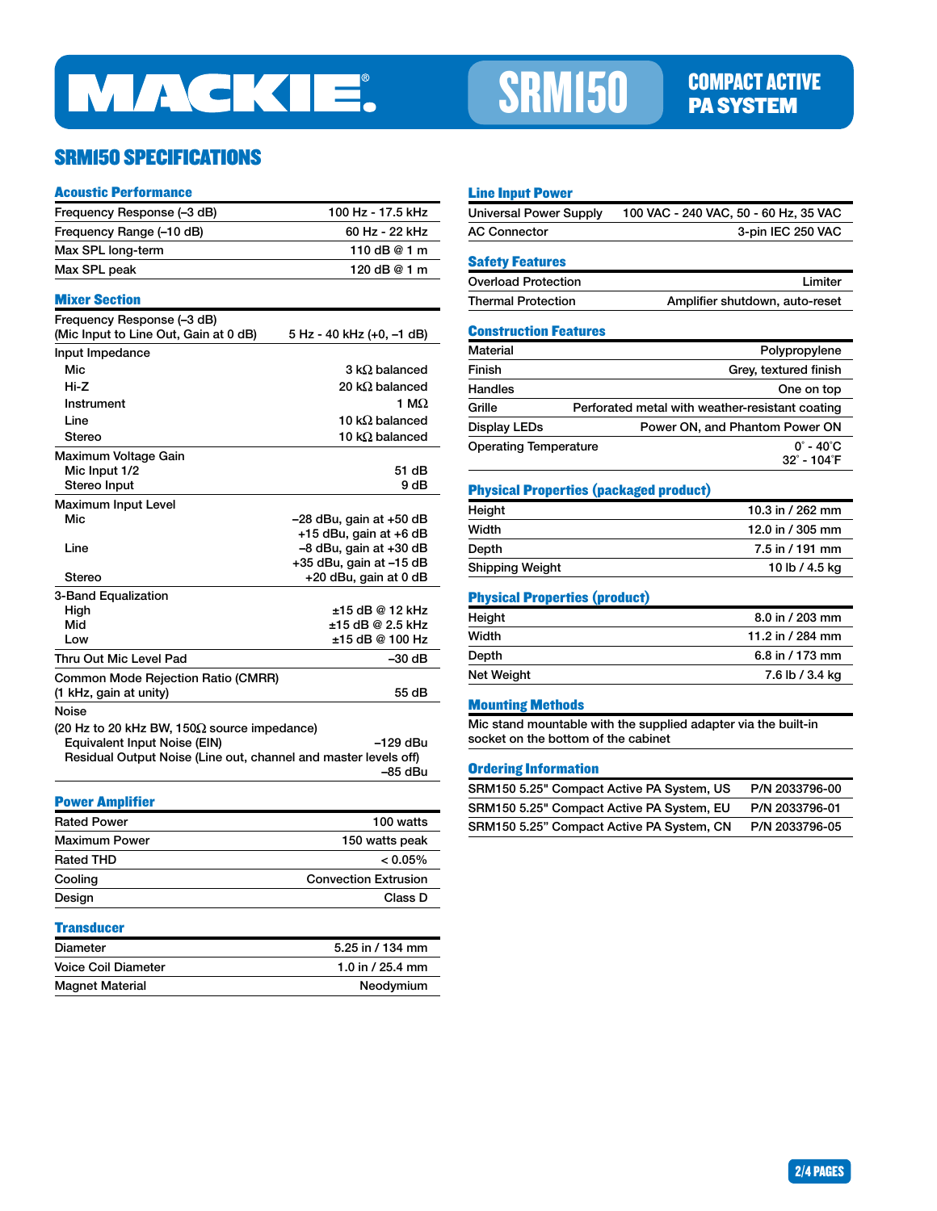# MACKIE. SRM150 COMPACT ACTIVE PA SYSTEM

## SRM150 SPECIFICATIONS

### Acoustic Performance

| | |
|---|---|
| Frequency Response (–3 dB) | 100 Hz - 17.5 kHz |
| Frequency Range (–10 dB) | 60 Hz - 22 kHz |
| Max SPL long-term | 110 dB @ 1 m |
| Max SPL peak | 120 dB @ 1 m |

### Mixer Section

| | |
|---|---|
| Frequency Response (–3 dB) (Mic Input to Line Out, Gain at 0 dB) | 5 Hz - 40 kHz (+0, –1 dB) |
| **Input Impedance** | |
| Mic | 3 kΩ balanced |
| Hi-Z | 20 kΩ balanced |
| Instrument | 1 MΩ |
| Line | 10 kΩ balanced |
| Stereo | 10 kΩ balanced |
| **Maximum Voltage Gain** | |
| Mic Input 1/2 | 51 dB |
| Stereo Input | 9 dB |
| **Maximum Input Level** | |
| Mic | –28 dBu, gain at +50 dB<br>+15 dBu, gain at +6 dB |
| Line | –8 dBu, gain at +30 dB<br>+35 dBu, gain at –15 dB |
| Stereo | +20 dBu, gain at 0 dB |
| **3-Band Equalization** | |
| High | ±15 dB @ 12 kHz |
| Mid | ±15 dB @ 2.5 kHz |
| Low | ±15 dB @ 100 Hz |
| Thru Out Mic Level Pad | –30 dB |
| Common Mode Rejection Ratio (CMRR) (1 kHz, gain at unity) | 55 dB |
| **Noise** (20 Hz to 20 kHz BW, 150Ω source impedance) | |
| Equivalent Input Noise (EIN) | –129 dBu |
| Residual Output Noise (Line out, channel and master levels off) | –85 dBu |

### Power Amplifier

| | |
|---|---|
| Rated Power | 100 watts |
| Maximum Power | 150 watts peak |
| Rated THD | < 0.05% |
| Cooling | Convection Extrusion |
| Design | Class D |

### Transducer

| | |
|---|---|
| Diameter | 5.25 in / 134 mm |
| Voice Coil Diameter | 1.0 in / 25.4 mm |
| Magnet Material | Neodymium |

### Line Input Power

| | |
|---|---|
| Universal Power Supply | 100 VAC - 240 VAC, 50 - 60 Hz, 35 VAC |
| AC Connector | 3-pin IEC 250 VAC |

### Safety Features

| | |
|---|---|
| Overload Protection | Limiter |
| Thermal Protection | Amplifier shutdown, auto-reset |

### Construction Features

| | |
|---|---|
| Material | Polypropylene |
| Finish | Grey, textured finish |
| Handles | One on top |
| Grille | Perforated metal with weather-resistant coating |
| Display LEDs | Power ON, and Phantom Power ON |
| Operating Temperature | 0° - 40°C<br>32° - 104°F |

### Physical Properties (packaged product)

| | |
|---|---|
| Height | 10.3 in / 262 mm |
| Width | 12.0 in / 305 mm |
| Depth | 7.5 in / 191 mm |
| Shipping Weight | 10 lb / 4.5 kg |

### Physical Properties (product)

| | |
|---|---|
| Height | 8.0 in / 203 mm |
| Width | 11.2 in / 284 mm |
| Depth | 6.8 in / 173 mm |
| Net Weight | 7.6 lb / 3.4 kg |

### Mounting Methods

Mic stand mountable with the supplied adapter via the built-in socket on the bottom of the cabinet

### Ordering Information

| | |
|---|---|
| SRM150 5.25" Compact Active PA System, US | P/N 2033796-00 |
| SRM150 5.25" Compact Active PA System, EU | P/N 2033796-01 |
| SRM150 5.25" Compact Active PA System, CN | P/N 2033796-05 |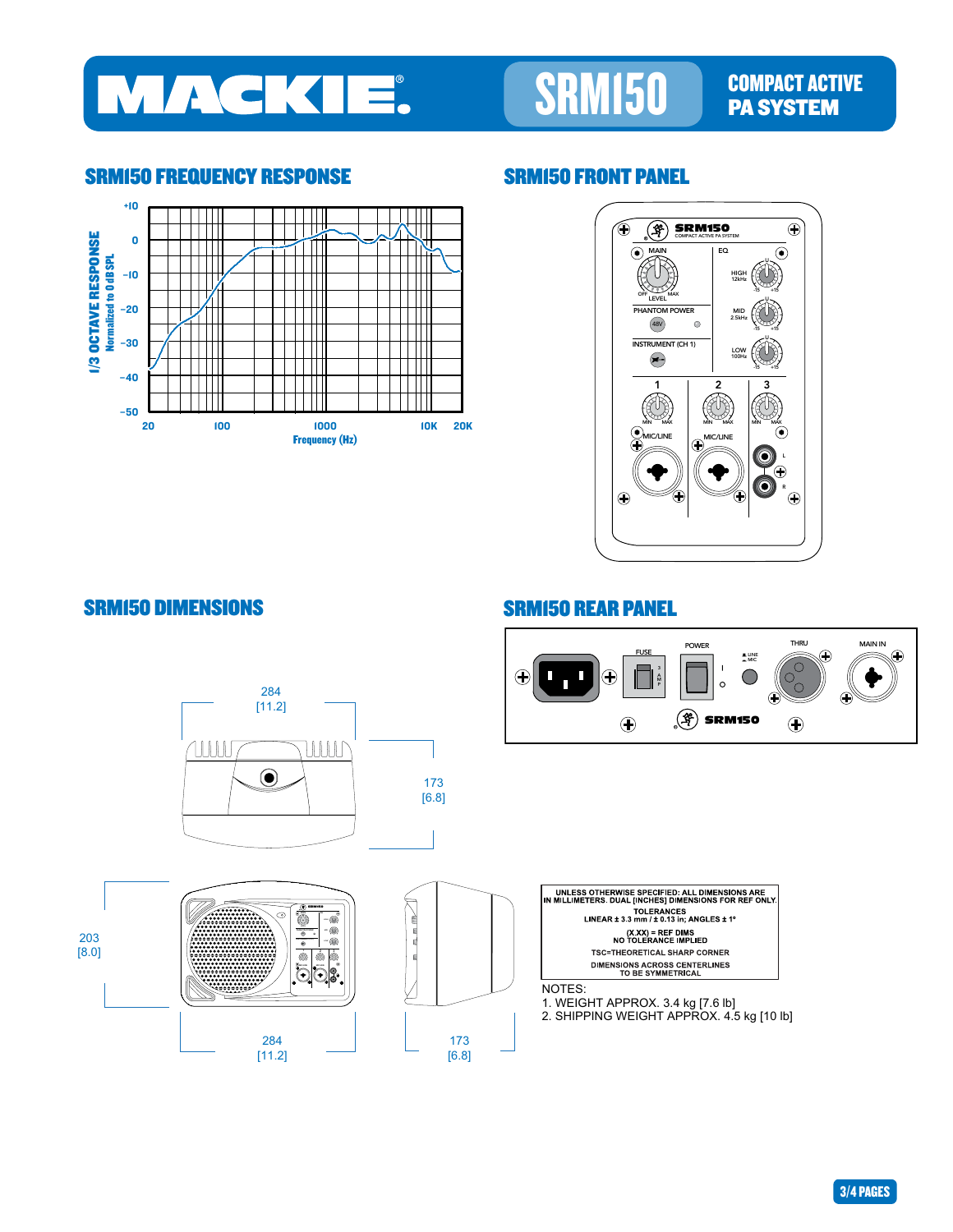# MACKIE. SRM150 COMPACT ACTIVE PA SYSTEM

## SRM150 FREQUENCY RESPONSE

1/3 OCTAVE RESPONSE
Normalized to 0 dB SPL

+10, 0, –10, –20, –30, –40, –50

20, 100, 1000, 10K, 20K

Frequency (Hz)

## SRM150 FRONT PANEL

SRM150 COMPACT ACTIVE PA SYSTEM

MAIN — OFF LEVEL MAX

EQ — HIGH 12kHz, MID 2.5kHz, LOW 100Hz (-15 / +15)

PHANTOM POWER — 48V

INSTRUMENT (CH 1)

1, 2, 3 — MIN MAX

MIC/LINE, MIC/LINE, L, R

## SRM150 DIMENSIONS

284 [11.2]

173 [6.8]

203 [8.0]

284 [11.2]

173 [6.8]

UNLESS OTHERWISE SPECIFIED: ALL DIMENSIONS ARE IN MILLIMETERS. DUAL [INCHES] DIMENSIONS FOR REF ONLY.
TOLERANCES
LINEAR ± 3.3 mm / ± 0.13 in; ANGLES ± 1°
(X.XX) = REF DIMS
NO TOLERANCE IMPLIED
TSC=THEORETICAL SHARP CORNER
DIMENSIONS ACROSS CENTERLINES TO BE SYMMETRICAL

NOTES:
1. WEIGHT APPROX. 3.4 kg [7.6 lb]
2. SHIPPING WEIGHT APPROX. 4.5 kg [10 lb]

## SRM150 REAR PANEL

FUSE — 3 AMP

POWER — I / O

LINE / MIC

THRU

MAIN IN

SRM150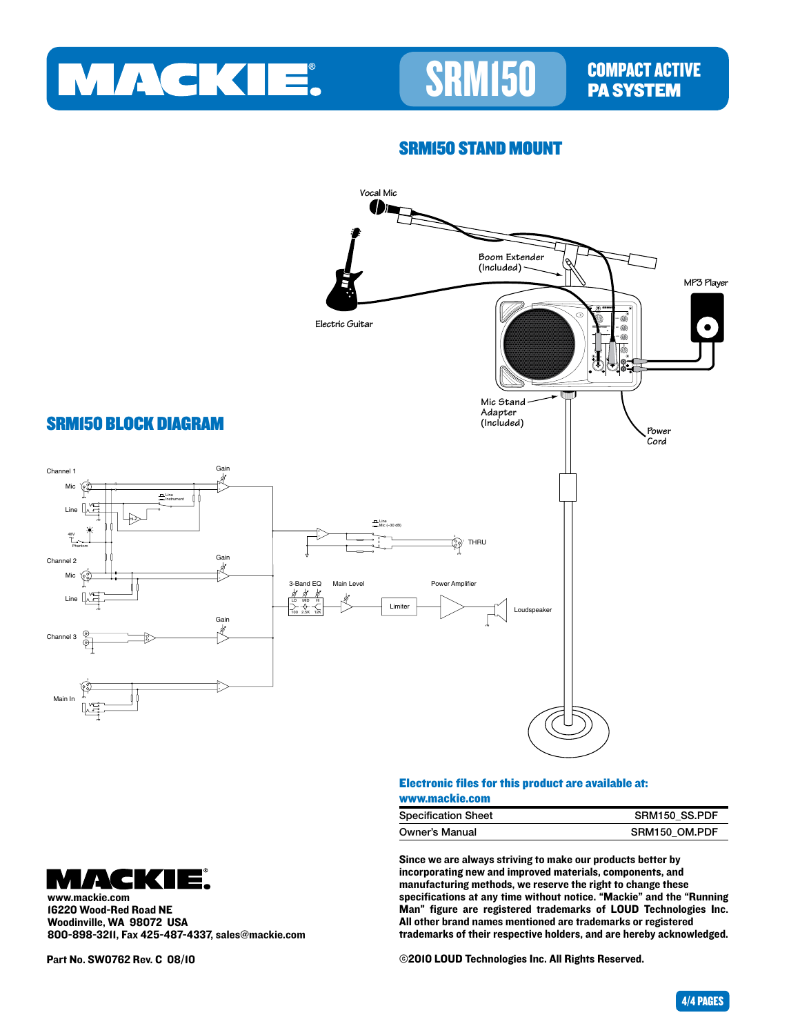# MACKIE. SRM150 COMPACT ACTIVE PA SYSTEM

## SRM150 STAND MOUNT

Vocal Mic

Boom Extender (Included)

MP3 Player

Electric Guitar

Mic Stand Adapter (Included)

Power Cord

## SRM150 BLOCK DIAGRAM

Channel 1

Mic

Line

Line / Instrument

48V Phantom

Gain

Line / Mic (–30 dB)

THRU

Channel 2

Mic

Line

Gain

3-Band EQ

LO MID HI

100 2.5K 12K

Main Level

Power Amplifier

Limiter

Loudspeaker

Channel 3

Gain

Main In

**Electronic files for this product are available at: www.mackie.com**

| | |
|---|---|
| Specification Sheet | SRM150_SS.PDF |
| Owner's Manual | SRM150_OM.PDF |

**MACKIE.**
**www.mackie.com**
**16220 Wood-Red Road NE**
**Woodinville, WA 98072 USA**
**800-898-3211, Fax 425-487-4337, sales@mackie.com**

**Since we are always striving to make our products better by incorporating new and improved materials, components, and manufacturing methods, we reserve the right to change these specifications at any time without notice. "Mackie" and the "Running Man" figure are registered trademarks of LOUD Technologies Inc. All other brand names mentioned are trademarks or registered trademarks of their respective holders, and are hereby acknowledged.**

**Part No. SW0762 Rev. C 08/10**

**©2010 LOUD Technologies Inc. All Rights Reserved.**